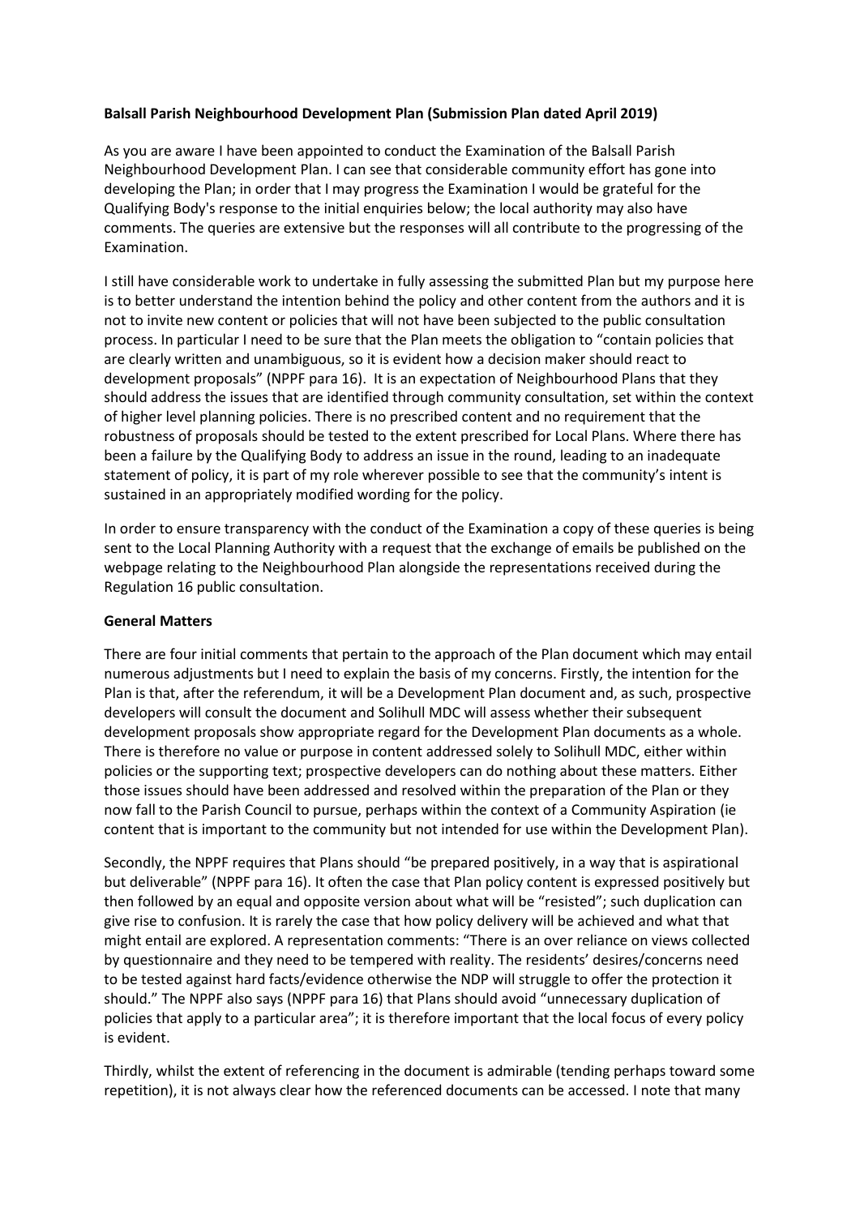**Balsall Parish Neighbourhood Development Plan (Submission Plan dated April 2019)**

As you are aware I have been appointed to conduct the Examination of the Balsall Parish Neighbourhood Development Plan. I can see that considerable community effort has gone into developing the Plan; in order that I may progress the Examination I would be grateful for the Qualifying Body's response to the initial enquiries below; the local authority may also have comments. The queries are extensive but the responses will all contribute to the progressing of the Examination.

I still have considerable work to undertake in fully assessing the submitted Plan but my purpose here is to better understand the intention behind the policy and other content from the authors and it is not to invite new content or policies that will not have been subjected to the public consultation process. In particular I need to be sure that the Plan meets the obligation to "contain policies that are clearly written and unambiguous, so it is evident how a decision maker should react to development proposals" (NPPF para 16). It is an expectation of Neighbourhood Plans that they should address the issues that are identified through community consultation, set within the context of higher level planning policies. There is no prescribed content and no requirement that the robustness of proposals should be tested to the extent prescribed for Local Plans. Where there has been a failure by the Qualifying Body to address an issue in the round, leading to an inadequate statement of policy, it is part of my role wherever possible to see that the community's intent is sustained in an appropriately modified wording for the policy.

In order to ensure transparency with the conduct of the Examination a copy of these queries is being sent to the Local Planning Authority with a request that the exchange of emails be published on the webpage relating to the Neighbourhood Plan alongside the representations received during the Regulation 16 public consultation.

**General Matters**

There are four initial comments that pertain to the approach of the Plan document which may entail numerous adjustments but I need to explain the basis of my concerns. Firstly, the intention for the Plan is that, after the referendum, it will be a Development Plan document and, as such, prospective developers will consult the document and Solihull MDC will assess whether their subsequent development proposals show appropriate regard for the Development Plan documents as a whole. There is therefore no value or purpose in content addressed solely to Solihull MDC, either within policies or the supporting text; prospective developers can do nothing about these matters. Either those issues should have been addressed and resolved within the preparation of the Plan or they now fall to the Parish Council to pursue, perhaps within the context of a Community Aspiration (ie content that is important to the community but not intended for use within the Development Plan).

Secondly, the NPPF requires that Plans should "be prepared positively, in a way that is aspirational but deliverable" (NPPF para 16). It often the case that Plan policy content is expressed positively but then followed by an equal and opposite version about what will be "resisted"; such duplication can give rise to confusion. It is rarely the case that how policy delivery will be achieved and what that might entail are explored. A representation comments: "There is an over reliance on views collected by questionnaire and they need to be tempered with reality. The residents' desires/concerns need to be tested against hard facts/evidence otherwise the NDP will struggle to offer the protection it should." The NPPF also says (NPPF para 16) that Plans should avoid "unnecessary duplication of policies that apply to a particular area"; it is therefore important that the local focus of every policy is evident.

Thirdly, whilst the extent of referencing in the document is admirable (tending perhaps toward some repetition), it is not always clear how the referenced documents can be accessed. I note that many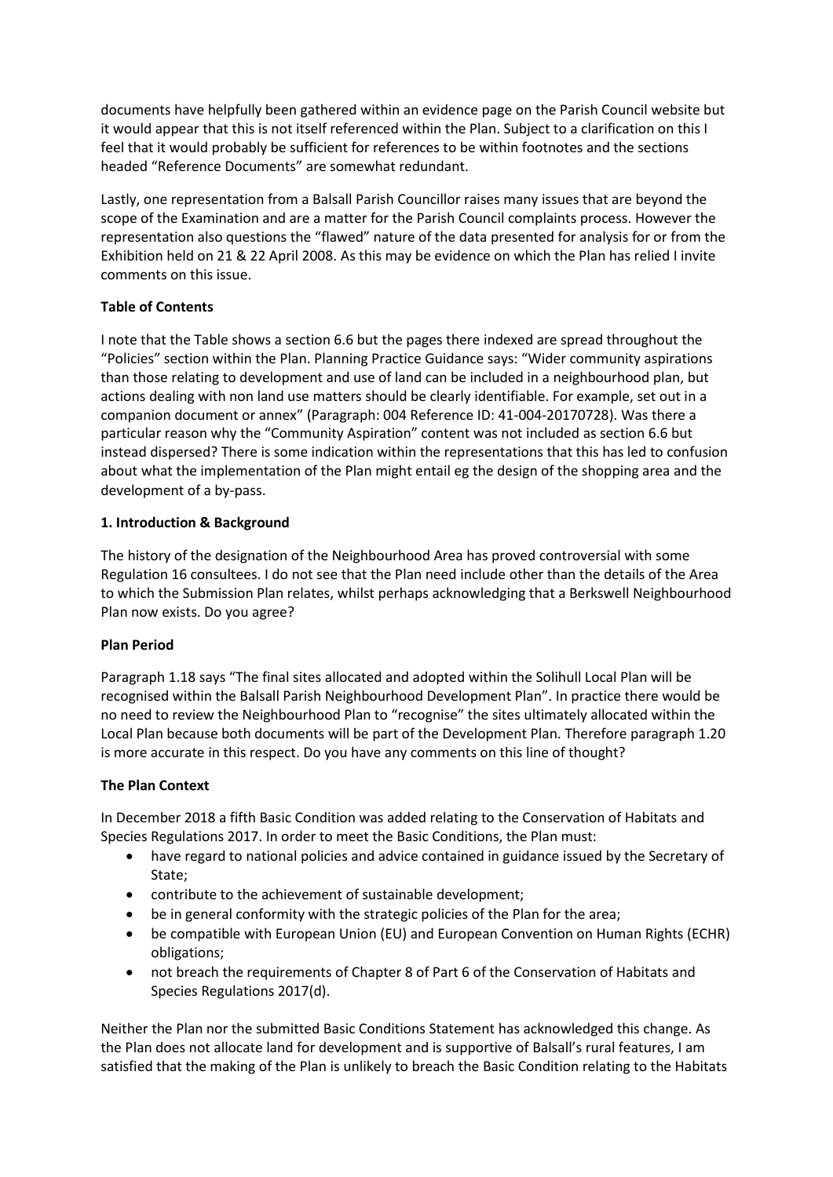documents have helpfully been gathered within an evidence page on the Parish Council website but it would appear that this is not itself referenced within the Plan. Subject to a clarification on this I feel that it would probably be sufficient for references to be within footnotes and the sections headed "Reference Documents" are somewhat redundant.

Lastly, one representation from a Balsall Parish Councillor raises many issues that are beyond the scope of the Examination and are a matter for the Parish Council complaints process. However the representation also questions the "flawed" nature of the data presented for analysis for or from the Exhibition held on 21 & 22 April 2008. As this may be evidence on which the Plan has relied I invite comments on this issue.

**Table of Contents**

I note that the Table shows a section 6.6 but the pages there indexed are spread throughout the "Policies" section within the Plan. Planning Practice Guidance says: "Wider community aspirations than those relating to development and use of land can be included in a neighbourhood plan, but actions dealing with non land use matters should be clearly identifiable. For example, set out in a companion document or annex" (Paragraph: 004 Reference ID: 41-004-20170728). Was there a particular reason why the "Community Aspiration" content was not included as section 6.6 but instead dispersed? There is some indication within the representations that this has led to confusion about what the implementation of the Plan might entail eg the design of the shopping area and the development of a by-pass.

**1. Introduction & Background**

The history of the designation of the Neighbourhood Area has proved controversial with some Regulation 16 consultees. I do not see that the Plan need include other than the details of the Area to which the Submission Plan relates, whilst perhaps acknowledging that a Berkswell Neighbourhood Plan now exists. Do you agree?

**Plan Period**

Paragraph 1.18 says "The final sites allocated and adopted within the Solihull Local Plan will be recognised within the Balsall Parish Neighbourhood Development Plan". In practice there would be no need to review the Neighbourhood Plan to "recognise" the sites ultimately allocated within the Local Plan because both documents will be part of the Development Plan. Therefore paragraph 1.20 is more accurate in this respect. Do you have any comments on this line of thought?

**The Plan Context**

In December 2018 a fifth Basic Condition was added relating to the Conservation of Habitats and Species Regulations 2017. In order to meet the Basic Conditions, the Plan must:

- have regard to national policies and advice contained in guidance issued by the Secretary of State;
- contribute to the achievement of sustainable development;
- be in general conformity with the strategic policies of the Plan for the area;
- be compatible with European Union (EU) and European Convention on Human Rights (ECHR) obligations;
- not breach the requirements of Chapter 8 of Part 6 of the Conservation of Habitats and Species Regulations 2017(d).

Neither the Plan nor the submitted Basic Conditions Statement has acknowledged this change. As the Plan does not allocate land for development and is supportive of Balsall's rural features, I am satisfied that the making of the Plan is unlikely to breach the Basic Condition relating to the Habitats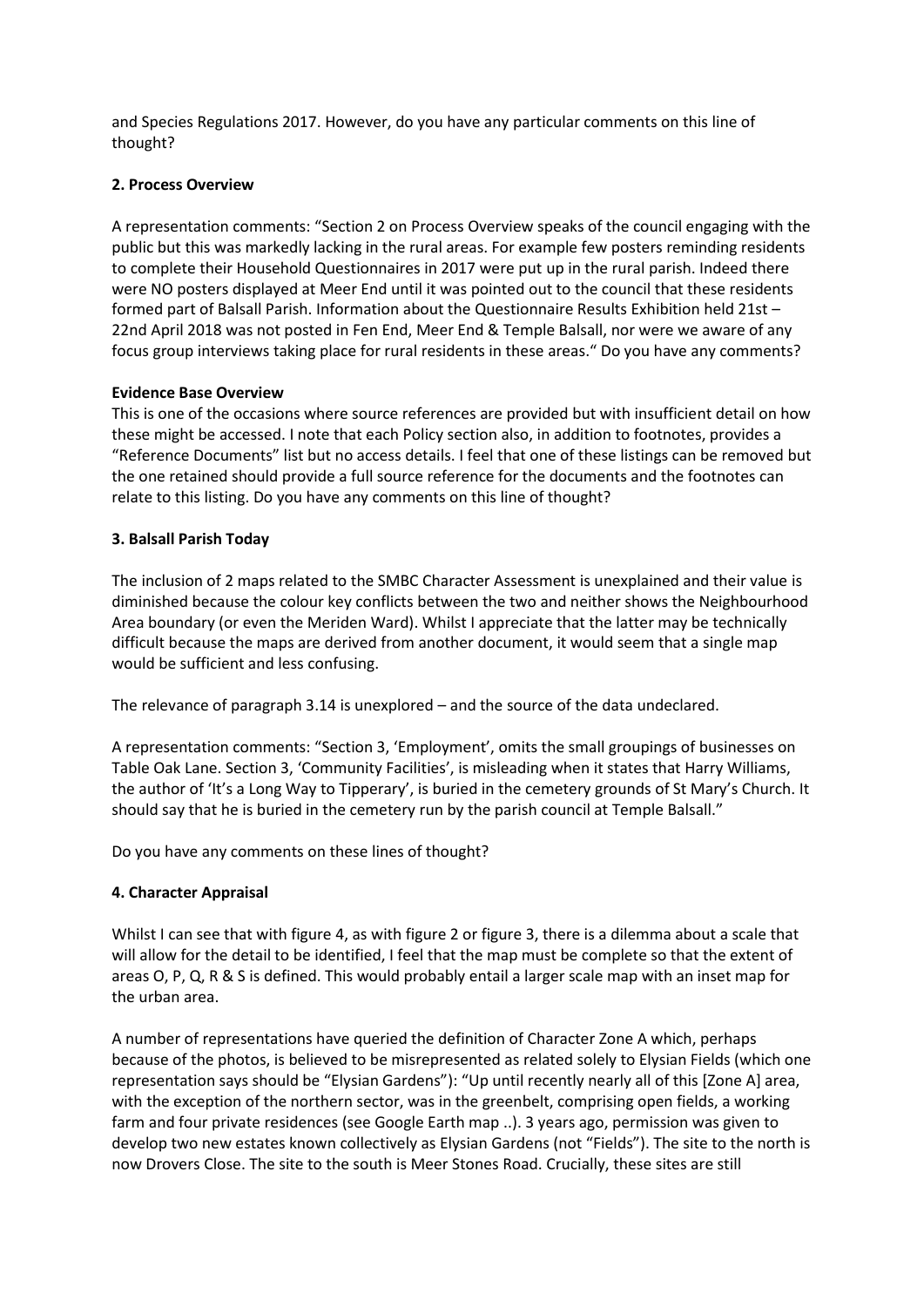and Species Regulations 2017. However, do you have any particular comments on this line of thought?

## 2. Process Overview

A representation comments: "Section 2 on Process Overview speaks of the council engaging with the public but this was markedly lacking in the rural areas. For example few posters reminding residents to complete their Household Questionnaires in 2017 were put up in the rural parish. Indeed there were NO posters displayed at Meer End until it was pointed out to the council that these residents formed part of Balsall Parish. Information about the Questionnaire Results Exhibition held 21st – 22nd April 2018 was not posted in Fen End, Meer End & Temple Balsall, nor were we aware of any focus group interviews taking place for rural residents in these areas." Do you have any comments?

### Evidence Base Overview

This is one of the occasions where source references are provided but with insufficient detail on how these might be accessed. I note that each Policy section also, in addition to footnotes, provides a "Reference Documents" list but no access details. I feel that one of these listings can be removed but the one retained should provide a full source reference for the documents and the footnotes can relate to this listing. Do you have any comments on this line of thought?

## 3. Balsall Parish Today

The inclusion of 2 maps related to the SMBC Character Assessment is unexplained and their value is diminished because the colour key conflicts between the two and neither shows the Neighbourhood Area boundary (or even the Meriden Ward). Whilst I appreciate that the latter may be technically difficult because the maps are derived from another document, it would seem that a single map would be sufficient and less confusing.

The relevance of paragraph 3.14 is unexplored – and the source of the data undeclared.

A representation comments: "Section 3, 'Employment', omits the small groupings of businesses on Table Oak Lane. Section 3, 'Community Facilities', is misleading when it states that Harry Williams, the author of 'It's a Long Way to Tipperary', is buried in the cemetery grounds of St Mary's Church. It should say that he is buried in the cemetery run by the parish council at Temple Balsall."

Do you have any comments on these lines of thought?

## 4. Character Appraisal

Whilst I can see that with figure 4, as with figure 2 or figure 3, there is a dilemma about a scale that will allow for the detail to be identified, I feel that the map must be complete so that the extent of areas O, P, Q, R & S is defined. This would probably entail a larger scale map with an inset map for the urban area.

A number of representations have queried the definition of Character Zone A which, perhaps because of the photos, is believed to be misrepresented as related solely to Elysian Fields (which one representation says should be "Elysian Gardens"): "Up until recently nearly all of this [Zone A] area, with the exception of the northern sector, was in the greenbelt, comprising open fields, a working farm and four private residences (see Google Earth map ..). 3 years ago, permission was given to develop two new estates known collectively as Elysian Gardens (not "Fields"). The site to the north is now Drovers Close. The site to the south is Meer Stones Road. Crucially, these sites are still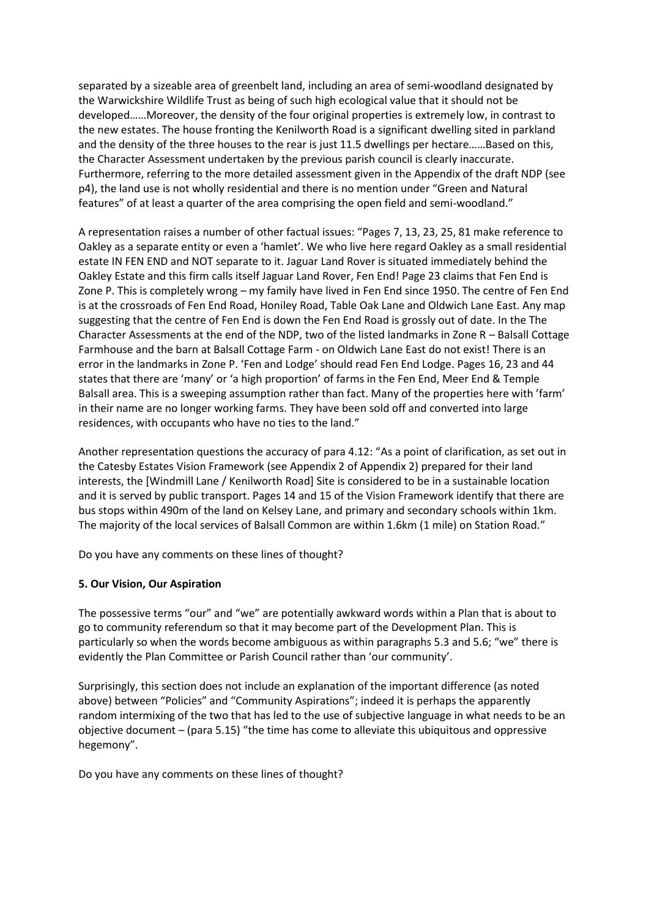separated by a sizeable area of greenbelt land, including an area of semi-woodland designated by the Warwickshire Wildlife Trust as being of such high ecological value that it should not be developed……Moreover, the density of the four original properties is extremely low, in contrast to the new estates. The house fronting the Kenilworth Road is a significant dwelling sited in parkland and the density of the three houses to the rear is just 11.5 dwellings per hectare……Based on this, the Character Assessment undertaken by the previous parish council is clearly inaccurate. Furthermore, referring to the more detailed assessment given in the Appendix of the draft NDP (see p4), the land use is not wholly residential and there is no mention under "Green and Natural features" of at least a quarter of the area comprising the open field and semi-woodland."

A representation raises a number of other factual issues: "Pages 7, 13, 23, 25, 81 make reference to Oakley as a separate entity or even a 'hamlet'. We who live here regard Oakley as a small residential estate IN FEN END and NOT separate to it. Jaguar Land Rover is situated immediately behind the Oakley Estate and this firm calls itself Jaguar Land Rover, Fen End! Page 23 claims that Fen End is Zone P. This is completely wrong – my family have lived in Fen End since 1950. The centre of Fen End is at the crossroads of Fen End Road, Honiley Road, Table Oak Lane and Oldwich Lane East. Any map suggesting that the centre of Fen End is down the Fen End Road is grossly out of date. In the The Character Assessments at the end of the NDP, two of the listed landmarks in Zone R – Balsall Cottage Farmhouse and the barn at Balsall Cottage Farm - on Oldwich Lane East do not exist! There is an error in the landmarks in Zone P. 'Fen and Lodge' should read Fen End Lodge. Pages 16, 23 and 44 states that there are 'many' or 'a high proportion' of farms in the Fen End, Meer End & Temple Balsall area. This is a sweeping assumption rather than fact. Many of the properties here with 'farm' in their name are no longer working farms. They have been sold off and converted into large residences, with occupants who have no ties to the land."

Another representation questions the accuracy of para 4.12: "As a point of clarification, as set out in the Catesby Estates Vision Framework (see Appendix 2 of Appendix 2) prepared for their land interests, the [Windmill Lane / Kenilworth Road] Site is considered to be in a sustainable location and it is served by public transport. Pages 14 and 15 of the Vision Framework identify that there are bus stops within 490m of the land on Kelsey Lane, and primary and secondary schools within 1km. The majority of the local services of Balsall Common are within 1.6km (1 mile) on Station Road."

Do you have any comments on these lines of thought?

**5. Our Vision, Our Aspiration**

The possessive terms "our" and "we" are potentially awkward words within a Plan that is about to go to community referendum so that it may become part of the Development Plan. This is particularly so when the words become ambiguous as within paragraphs 5.3 and 5.6; "we" there is evidently the Plan Committee or Parish Council rather than 'our community'.

Surprisingly, this section does not include an explanation of the important difference (as noted above) between "Policies" and "Community Aspirations"; indeed it is perhaps the apparently random intermixing of the two that has led to the use of subjective language in what needs to be an objective document – (para 5.15) "the time has come to alleviate this ubiquitous and oppressive hegemony".

Do you have any comments on these lines of thought?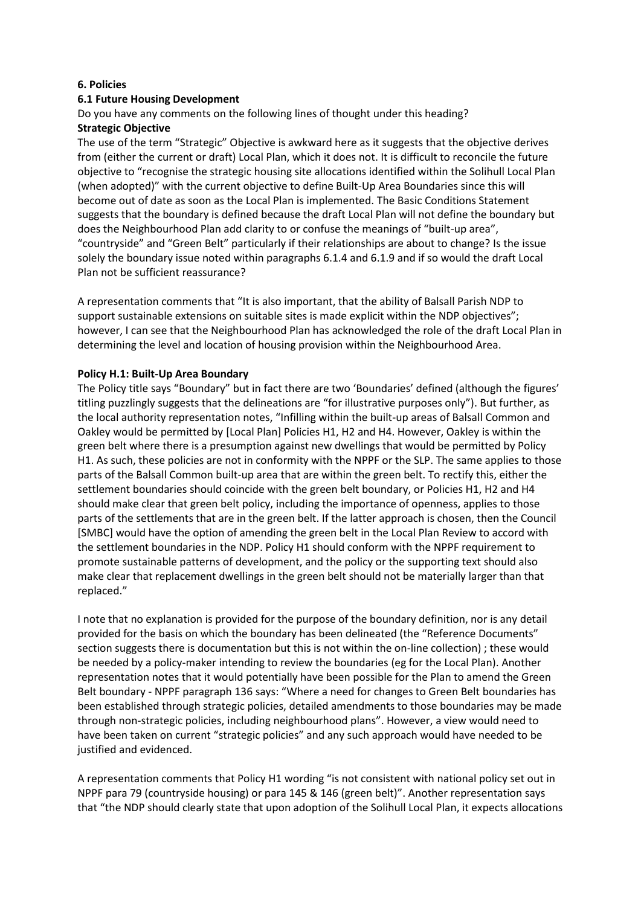## 6. Policies

### 6.1 Future Housing Development

Do you have any comments on the following lines of thought under this heading?

**Strategic Objective**

The use of the term "Strategic" Objective is awkward here as it suggests that the objective derives from (either the current or draft) Local Plan, which it does not. It is difficult to reconcile the future objective to "recognise the strategic housing site allocations identified within the Solihull Local Plan (when adopted)" with the current objective to define Built-Up Area Boundaries since this will become out of date as soon as the Local Plan is implemented. The Basic Conditions Statement suggests that the boundary is defined because the draft Local Plan will not define the boundary but does the Neighbourhood Plan add clarity to or confuse the meanings of "built-up area", "countryside" and "Green Belt" particularly if their relationships are about to change? Is the issue solely the boundary issue noted within paragraphs 6.1.4 and 6.1.9 and if so would the draft Local Plan not be sufficient reassurance?

A representation comments that "It is also important, that the ability of Balsall Parish NDP to support sustainable extensions on suitable sites is made explicit within the NDP objectives"; however, I can see that the Neighbourhood Plan has acknowledged the role of the draft Local Plan in determining the level and location of housing provision within the Neighbourhood Area.

**Policy H.1: Built-Up Area Boundary**

The Policy title says "Boundary" but in fact there are two 'Boundaries' defined (although the figures' titling puzzlingly suggests that the delineations are "for illustrative purposes only"). But further, as the local authority representation notes, "Infilling within the built-up areas of Balsall Common and Oakley would be permitted by [Local Plan] Policies H1, H2 and H4. However, Oakley is within the green belt where there is a presumption against new dwellings that would be permitted by Policy H1. As such, these policies are not in conformity with the NPPF or the SLP. The same applies to those parts of the Balsall Common built-up area that are within the green belt. To rectify this, either the settlement boundaries should coincide with the green belt boundary, or Policies H1, H2 and H4 should make clear that green belt policy, including the importance of openness, applies to those parts of the settlements that are in the green belt. If the latter approach is chosen, then the Council [SMBC] would have the option of amending the green belt in the Local Plan Review to accord with the settlement boundaries in the NDP. Policy H1 should conform with the NPPF requirement to promote sustainable patterns of development, and the policy or the supporting text should also make clear that replacement dwellings in the green belt should not be materially larger than that replaced."

I note that no explanation is provided for the purpose of the boundary definition, nor is any detail provided for the basis on which the boundary has been delineated (the "Reference Documents" section suggests there is documentation but this is not within the on-line collection) ; these would be needed by a policy-maker intending to review the boundaries (eg for the Local Plan). Another representation notes that it would potentially have been possible for the Plan to amend the Green Belt boundary - NPPF paragraph 136 says: "Where a need for changes to Green Belt boundaries has been established through strategic policies, detailed amendments to those boundaries may be made through non-strategic policies, including neighbourhood plans". However, a view would need to have been taken on current "strategic policies" and any such approach would have needed to be justified and evidenced.

A representation comments that Policy H1 wording "is not consistent with national policy set out in NPPF para 79 (countryside housing) or para 145 & 146 (green belt)". Another representation says that "the NDP should clearly state that upon adoption of the Solihull Local Plan, it expects allocations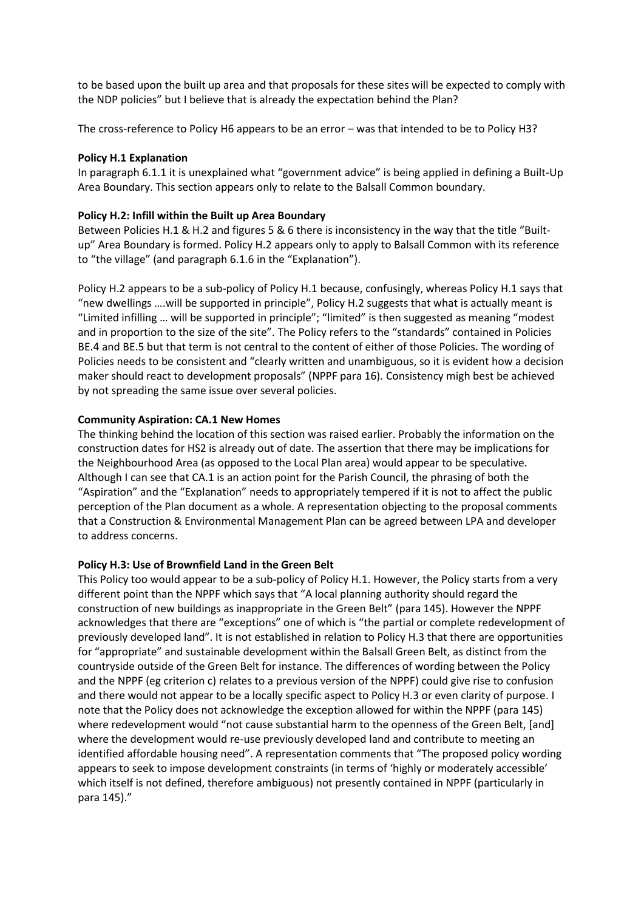to be based upon the built up area and that proposals for these sites will be expected to comply with the NDP policies" but I believe that is already the expectation behind the Plan?

The cross-reference to Policy H6 appears to be an error – was that intended to be to Policy H3?

**Policy H.1 Explanation**

In paragraph 6.1.1 it is unexplained what "government advice" is being applied in defining a Built-Up Area Boundary. This section appears only to relate to the Balsall Common boundary.

**Policy H.2: Infill within the Built up Area Boundary**

Between Policies H.1 & H.2 and figures 5 & 6 there is inconsistency in the way that the title "Built-up" Area Boundary is formed. Policy H.2 appears only to apply to Balsall Common with its reference to "the village" (and paragraph 6.1.6 in the "Explanation").

Policy H.2 appears to be a sub-policy of Policy H.1 because, confusingly, whereas Policy H.1 says that "new dwellings ….will be supported in principle", Policy H.2 suggests that what is actually meant is "Limited infilling … will be supported in principle"; "limited" is then suggested as meaning "modest and in proportion to the size of the site". The Policy refers to the "standards" contained in Policies BE.4 and BE.5 but that term is not central to the content of either of those Policies. The wording of Policies needs to be consistent and "clearly written and unambiguous, so it is evident how a decision maker should react to development proposals" (NPPF para 16). Consistency migh best be achieved by not spreading the same issue over several policies.

**Community Aspiration: CA.1 New Homes**

The thinking behind the location of this section was raised earlier. Probably the information on the construction dates for HS2 is already out of date. The assertion that there may be implications for the Neighbourhood Area (as opposed to the Local Plan area) would appear to be speculative. Although I can see that CA.1 is an action point for the Parish Council, the phrasing of both the "Aspiration" and the "Explanation" needs to appropriately tempered if it is not to affect the public perception of the Plan document as a whole. A representation objecting to the proposal comments that a Construction & Environmental Management Plan can be agreed between LPA and developer to address concerns.

**Policy H.3: Use of Brownfield Land in the Green Belt**

This Policy too would appear to be a sub-policy of Policy H.1. However, the Policy starts from a very different point than the NPPF which says that "A local planning authority should regard the construction of new buildings as inappropriate in the Green Belt" (para 145). However the NPPF acknowledges that there are "exceptions" one of which is "the partial or complete redevelopment of previously developed land". It is not established in relation to Policy H.3 that there are opportunities for "appropriate" and sustainable development within the Balsall Green Belt, as distinct from the countryside outside of the Green Belt for instance. The differences of wording between the Policy and the NPPF (eg criterion c) relates to a previous version of the NPPF) could give rise to confusion and there would not appear to be a locally specific aspect to Policy H.3 or even clarity of purpose. I note that the Policy does not acknowledge the exception allowed for within the NPPF (para 145) where redevelopment would "not cause substantial harm to the openness of the Green Belt, [and] where the development would re-use previously developed land and contribute to meeting an identified affordable housing need". A representation comments that "The proposed policy wording appears to seek to impose development constraints (in terms of 'highly or moderately accessible' which itself is not defined, therefore ambiguous) not presently contained in NPPF (particularly in para 145)."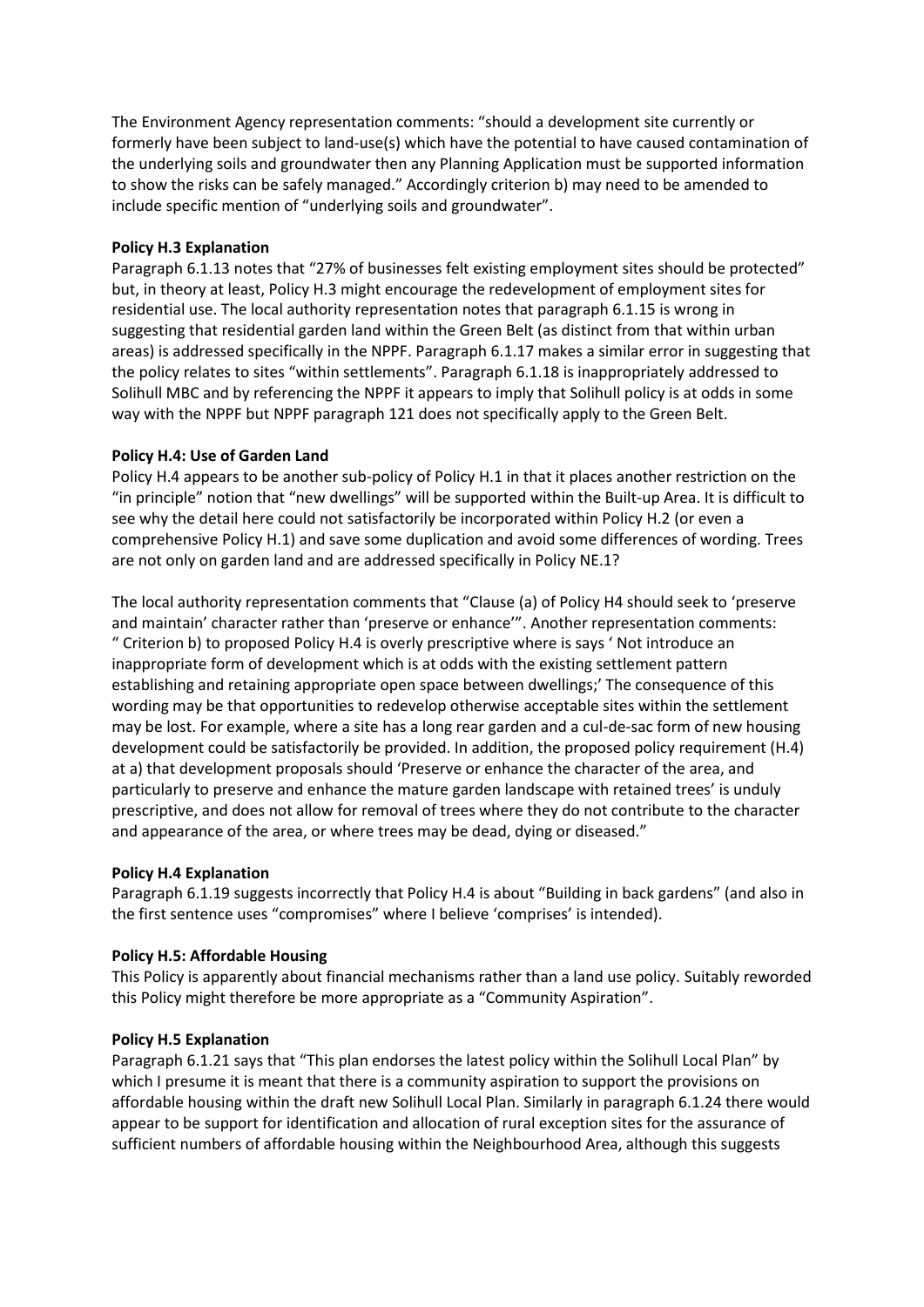The Environment Agency representation comments: "should a development site currently or formerly have been subject to land-use(s) which have the potential to have caused contamination of the underlying soils and groundwater then any Planning Application must be supported information to show the risks can be safely managed." Accordingly criterion b) may need to be amended to include specific mention of "underlying soils and groundwater".

**Policy H.3 Explanation**

Paragraph 6.1.13 notes that "27% of businesses felt existing employment sites should be protected" but, in theory at least, Policy H.3 might encourage the redevelopment of employment sites for residential use. The local authority representation notes that paragraph 6.1.15 is wrong in suggesting that residential garden land within the Green Belt (as distinct from that within urban areas) is addressed specifically in the NPPF. Paragraph 6.1.17 makes a similar error in suggesting that the policy relates to sites "within settlements". Paragraph 6.1.18 is inappropriately addressed to Solihull MBC and by referencing the NPPF it appears to imply that Solihull policy is at odds in some way with the NPPF but NPPF paragraph 121 does not specifically apply to the Green Belt.

**Policy H.4: Use of Garden Land**

Policy H.4 appears to be another sub-policy of Policy H.1 in that it places another restriction on the "in principle" notion that "new dwellings" will be supported within the Built-up Area. It is difficult to see why the detail here could not satisfactorily be incorporated within Policy H.2 (or even a comprehensive Policy H.1) and save some duplication and avoid some differences of wording. Trees are not only on garden land and are addressed specifically in Policy NE.1?

The local authority representation comments that "Clause (a) of Policy H4 should seek to 'preserve and maintain' character rather than 'preserve or enhance'". Another representation comments: " Criterion b) to proposed Policy H.4 is overly prescriptive where is says ' Not introduce an inappropriate form of development which is at odds with the existing settlement pattern establishing and retaining appropriate open space between dwellings;' The consequence of this wording may be that opportunities to redevelop otherwise acceptable sites within the settlement may be lost. For example, where a site has a long rear garden and a cul-de-sac form of new housing development could be satisfactorily be provided. In addition, the proposed policy requirement (H.4) at a) that development proposals should 'Preserve or enhance the character of the area, and particularly to preserve and enhance the mature garden landscape with retained trees' is unduly prescriptive, and does not allow for removal of trees where they do not contribute to the character and appearance of the area, or where trees may be dead, dying or diseased."

**Policy H.4 Explanation**

Paragraph 6.1.19 suggests incorrectly that Policy H.4 is about "Building in back gardens" (and also in the first sentence uses "compromises" where I believe 'comprises' is intended).

**Policy H.5: Affordable Housing**

This Policy is apparently about financial mechanisms rather than a land use policy. Suitably reworded this Policy might therefore be more appropriate as a "Community Aspiration".

**Policy H.5 Explanation**

Paragraph 6.1.21 says that "This plan endorses the latest policy within the Solihull Local Plan" by which I presume it is meant that there is a community aspiration to support the provisions on affordable housing within the draft new Solihull Local Plan. Similarly in paragraph 6.1.24 there would appear to be support for identification and allocation of rural exception sites for the assurance of sufficient numbers of affordable housing within the Neighbourhood Area, although this suggests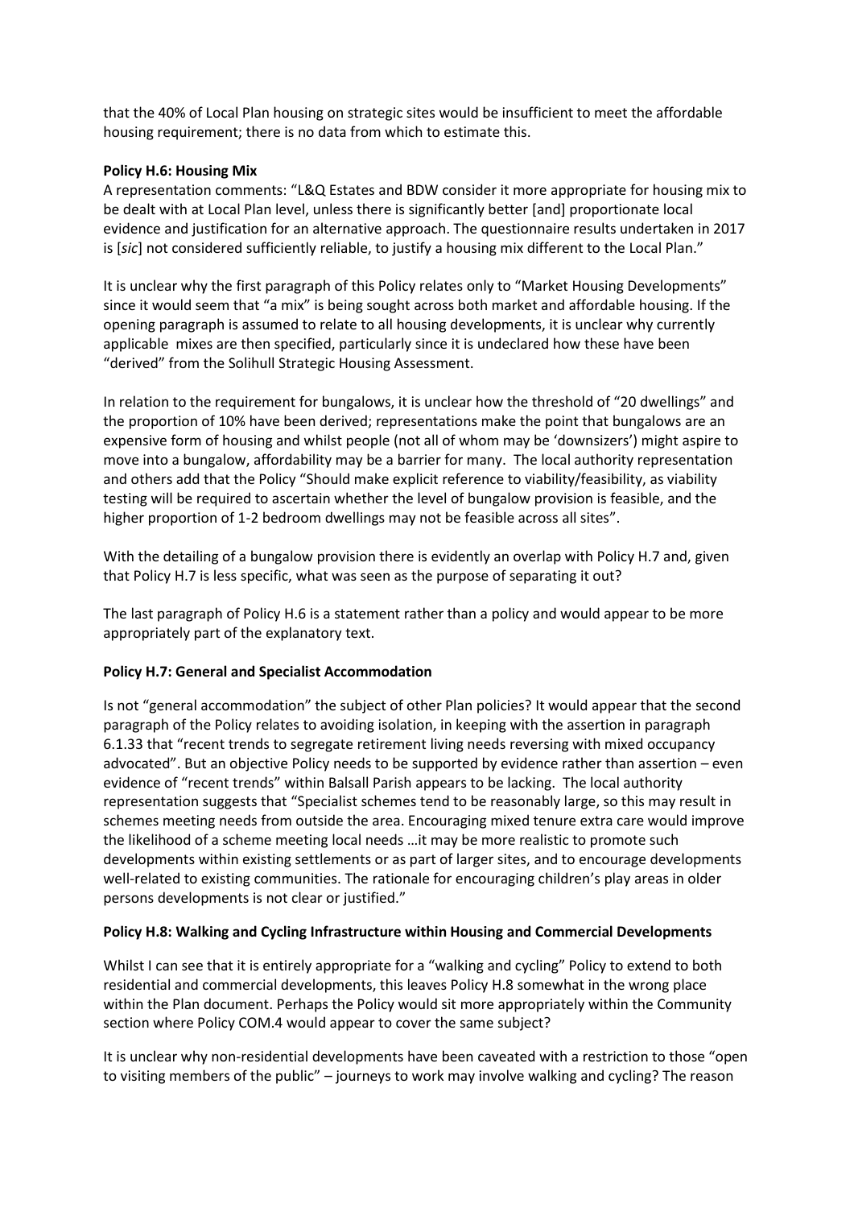that the 40% of Local Plan housing on strategic sites would be insufficient to meet the affordable housing requirement; there is no data from which to estimate this.

**Policy H.6: Housing Mix**

A representation comments: "L&Q Estates and BDW consider it more appropriate for housing mix to be dealt with at Local Plan level, unless there is significantly better [and] proportionate local evidence and justification for an alternative approach. The questionnaire results undertaken in 2017 is [*sic*] not considered sufficiently reliable, to justify a housing mix different to the Local Plan."

It is unclear why the first paragraph of this Policy relates only to "Market Housing Developments" since it would seem that "a mix" is being sought across both market and affordable housing. If the opening paragraph is assumed to relate to all housing developments, it is unclear why currently applicable mixes are then specified, particularly since it is undeclared how these have been "derived" from the Solihull Strategic Housing Assessment.

In relation to the requirement for bungalows, it is unclear how the threshold of "20 dwellings" and the proportion of 10% have been derived; representations make the point that bungalows are an expensive form of housing and whilst people (not all of whom may be 'downsizers') might aspire to move into a bungalow, affordability may be a barrier for many. The local authority representation and others add that the Policy "Should make explicit reference to viability/feasibility, as viability testing will be required to ascertain whether the level of bungalow provision is feasible, and the higher proportion of 1-2 bedroom dwellings may not be feasible across all sites".

With the detailing of a bungalow provision there is evidently an overlap with Policy H.7 and, given that Policy H.7 is less specific, what was seen as the purpose of separating it out?

The last paragraph of Policy H.6 is a statement rather than a policy and would appear to be more appropriately part of the explanatory text.

**Policy H.7: General and Specialist Accommodation**

Is not "general accommodation" the subject of other Plan policies? It would appear that the second paragraph of the Policy relates to avoiding isolation, in keeping with the assertion in paragraph 6.1.33 that "recent trends to segregate retirement living needs reversing with mixed occupancy advocated". But an objective Policy needs to be supported by evidence rather than assertion – even evidence of "recent trends" within Balsall Parish appears to be lacking. The local authority representation suggests that "Specialist schemes tend to be reasonably large, so this may result in schemes meeting needs from outside the area. Encouraging mixed tenure extra care would improve the likelihood of a scheme meeting local needs …it may be more realistic to promote such developments within existing settlements or as part of larger sites, and to encourage developments well-related to existing communities. The rationale for encouraging children's play areas in older persons developments is not clear or justified."

**Policy H.8: Walking and Cycling Infrastructure within Housing and Commercial Developments**

Whilst I can see that it is entirely appropriate for a "walking and cycling" Policy to extend to both residential and commercial developments, this leaves Policy H.8 somewhat in the wrong place within the Plan document. Perhaps the Policy would sit more appropriately within the Community section where Policy COM.4 would appear to cover the same subject?

It is unclear why non-residential developments have been caveated with a restriction to those "open to visiting members of the public" – journeys to work may involve walking and cycling? The reason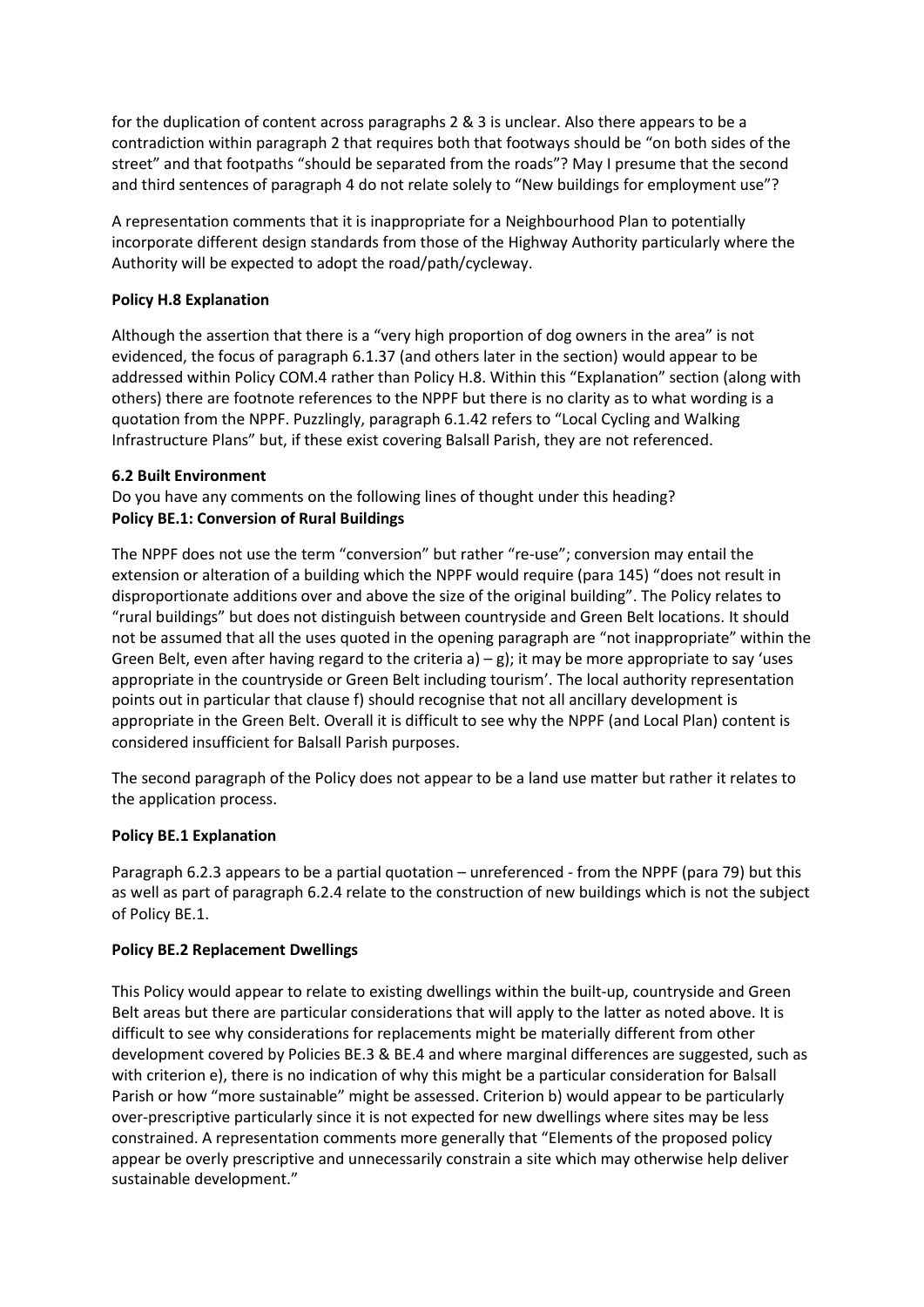for the duplication of content across paragraphs 2 & 3 is unclear. Also there appears to be a contradiction within paragraph 2 that requires both that footways should be "on both sides of the street" and that footpaths "should be separated from the roads"? May I presume that the second and third sentences of paragraph 4 do not relate solely to "New buildings for employment use"?

A representation comments that it is inappropriate for a Neighbourhood Plan to potentially incorporate different design standards from those of the Highway Authority particularly where the Authority will be expected to adopt the road/path/cycleway.

**Policy H.8 Explanation**

Although the assertion that there is a "very high proportion of dog owners in the area" is not evidenced, the focus of paragraph 6.1.37 (and others later in the section) would appear to be addressed within Policy COM.4 rather than Policy H.8. Within this "Explanation" section (along with others) there are footnote references to the NPPF but there is no clarity as to what wording is a quotation from the NPPF. Puzzlingly, paragraph 6.1.42 refers to "Local Cycling and Walking Infrastructure Plans" but, if these exist covering Balsall Parish, they are not referenced.

**6.2 Built Environment**

Do you have any comments on the following lines of thought under this heading?

**Policy BE.1: Conversion of Rural Buildings**

The NPPF does not use the term "conversion" but rather "re-use"; conversion may entail the extension or alteration of a building which the NPPF would require (para 145) "does not result in disproportionate additions over and above the size of the original building". The Policy relates to "rural buildings" but does not distinguish between countryside and Green Belt locations. It should not be assumed that all the uses quoted in the opening paragraph are "not inappropriate" within the Green Belt, even after having regard to the criteria a) – g); it may be more appropriate to say 'uses appropriate in the countryside or Green Belt including tourism'. The local authority representation points out in particular that clause f) should recognise that not all ancillary development is appropriate in the Green Belt. Overall it is difficult to see why the NPPF (and Local Plan) content is considered insufficient for Balsall Parish purposes.

The second paragraph of the Policy does not appear to be a land use matter but rather it relates to the application process.

**Policy BE.1 Explanation**

Paragraph 6.2.3 appears to be a partial quotation – unreferenced - from the NPPF (para 79) but this as well as part of paragraph 6.2.4 relate to the construction of new buildings which is not the subject of Policy BE.1.

**Policy BE.2 Replacement Dwellings**

This Policy would appear to relate to existing dwellings within the built-up, countryside and Green Belt areas but there are particular considerations that will apply to the latter as noted above. It is difficult to see why considerations for replacements might be materially different from other development covered by Policies BE.3 & BE.4 and where marginal differences are suggested, such as with criterion e), there is no indication of why this might be a particular consideration for Balsall Parish or how "more sustainable" might be assessed. Criterion b) would appear to be particularly over-prescriptive particularly since it is not expected for new dwellings where sites may be less constrained. A representation comments more generally that "Elements of the proposed policy appear be overly prescriptive and unnecessarily constrain a site which may otherwise help deliver sustainable development."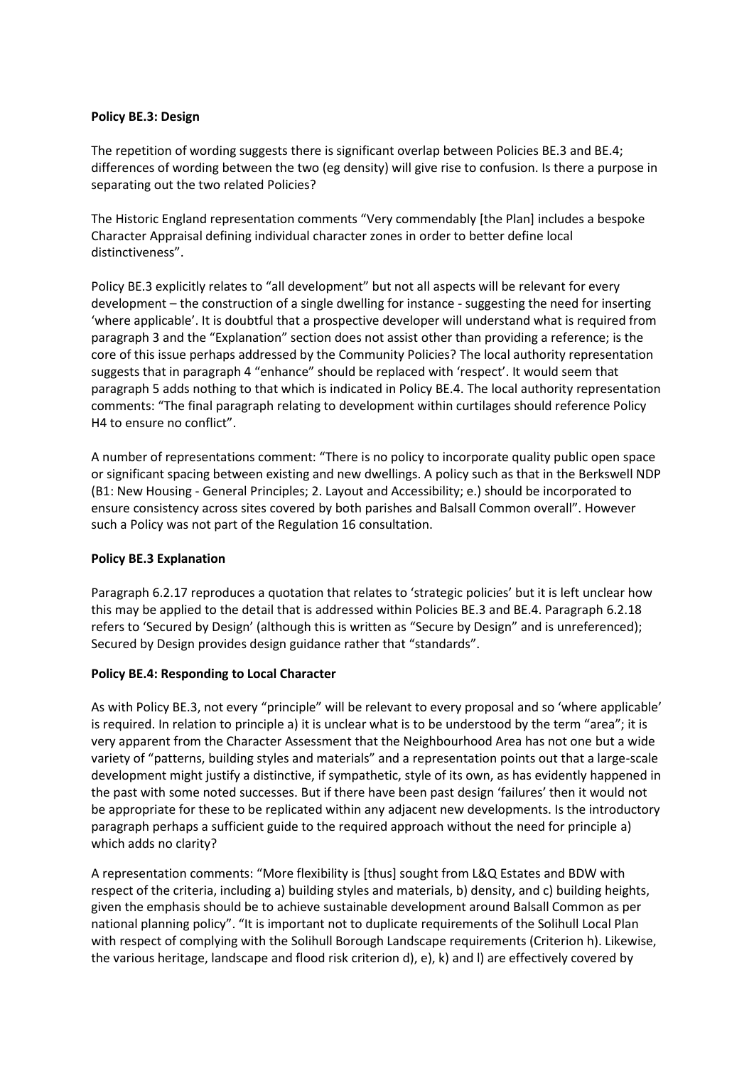**Policy BE.3: Design**

The repetition of wording suggests there is significant overlap between Policies BE.3 and BE.4; differences of wording between the two (eg density) will give rise to confusion. Is there a purpose in separating out the two related Policies?

The Historic England representation comments "Very commendably [the Plan] includes a bespoke Character Appraisal defining individual character zones in order to better define local distinctiveness".

Policy BE.3 explicitly relates to "all development" but not all aspects will be relevant for every development – the construction of a single dwelling for instance - suggesting the need for inserting 'where applicable'. It is doubtful that a prospective developer will understand what is required from paragraph 3 and the "Explanation" section does not assist other than providing a reference; is the core of this issue perhaps addressed by the Community Policies? The local authority representation suggests that in paragraph 4 "enhance" should be replaced with 'respect'. It would seem that paragraph 5 adds nothing to that which is indicated in Policy BE.4. The local authority representation comments: "The final paragraph relating to development within curtilages should reference Policy H4 to ensure no conflict".

A number of representations comment: "There is no policy to incorporate quality public open space or significant spacing between existing and new dwellings. A policy such as that in the Berkswell NDP (B1: New Housing - General Principles; 2. Layout and Accessibility; e.) should be incorporated to ensure consistency across sites covered by both parishes and Balsall Common overall". However such a Policy was not part of the Regulation 16 consultation.

**Policy BE.3 Explanation**

Paragraph 6.2.17 reproduces a quotation that relates to 'strategic policies' but it is left unclear how this may be applied to the detail that is addressed within Policies BE.3 and BE.4. Paragraph 6.2.18 refers to 'Secured by Design' (although this is written as "Secure by Design" and is unreferenced); Secured by Design provides design guidance rather that "standards".

**Policy BE.4: Responding to Local Character**

As with Policy BE.3, not every "principle" will be relevant to every proposal and so 'where applicable' is required. In relation to principle a) it is unclear what is to be understood by the term "area"; it is very apparent from the Character Assessment that the Neighbourhood Area has not one but a wide variety of "patterns, building styles and materials" and a representation points out that a large-scale development might justify a distinctive, if sympathetic, style of its own, as has evidently happened in the past with some noted successes. But if there have been past design 'failures' then it would not be appropriate for these to be replicated within any adjacent new developments. Is the introductory paragraph perhaps a sufficient guide to the required approach without the need for principle a) which adds no clarity?

A representation comments: "More flexibility is [thus] sought from L&Q Estates and BDW with respect of the criteria, including a) building styles and materials, b) density, and c) building heights, given the emphasis should be to achieve sustainable development around Balsall Common as per national planning policy". "It is important not to duplicate requirements of the Solihull Local Plan with respect of complying with the Solihull Borough Landscape requirements (Criterion h). Likewise, the various heritage, landscape and flood risk criterion d), e), k) and l) are effectively covered by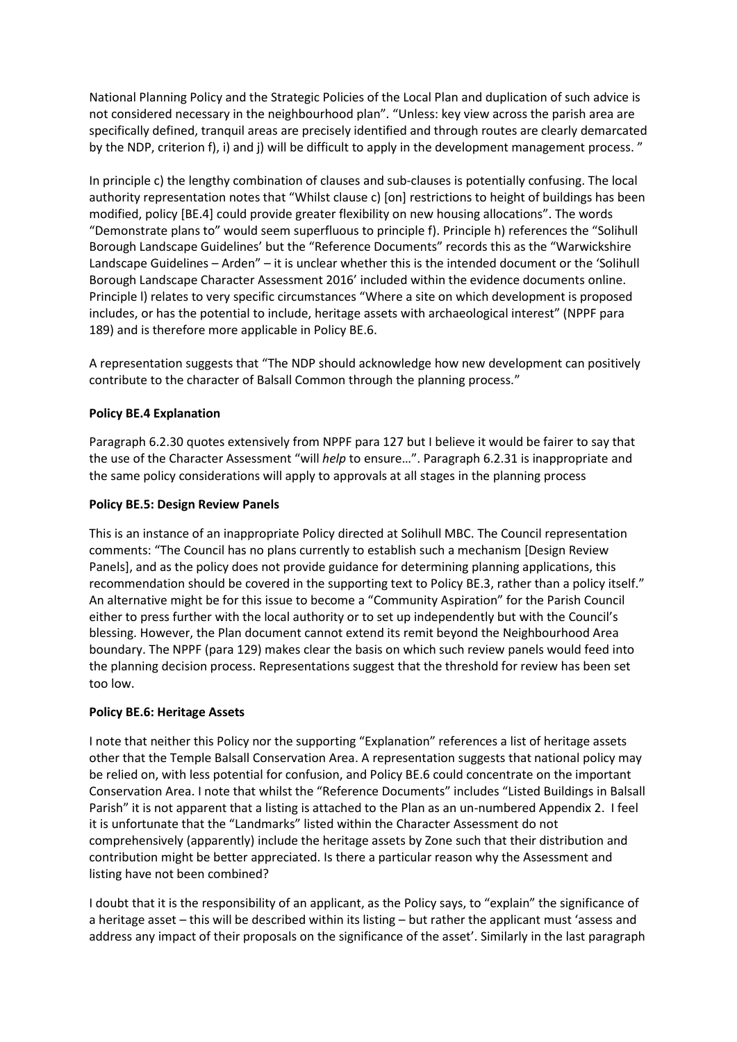National Planning Policy and the Strategic Policies of the Local Plan and duplication of such advice is not considered necessary in the neighbourhood plan". "Unless: key view across the parish area are specifically defined, tranquil areas are precisely identified and through routes are clearly demarcated by the NDP, criterion f), i) and j) will be difficult to apply in the development management process. "

In principle c) the lengthy combination of clauses and sub-clauses is potentially confusing. The local authority representation notes that "Whilst clause c) [on] restrictions to height of buildings has been modified, policy [BE.4] could provide greater flexibility on new housing allocations". The words "Demonstrate plans to" would seem superfluous to principle f). Principle h) references the "Solihull Borough Landscape Guidelines' but the "Reference Documents" records this as the "Warwickshire Landscape Guidelines – Arden" – it is unclear whether this is the intended document or the 'Solihull Borough Landscape Character Assessment 2016' included within the evidence documents online. Principle l) relates to very specific circumstances "Where a site on which development is proposed includes, or has the potential to include, heritage assets with archaeological interest" (NPPF para 189) and is therefore more applicable in Policy BE.6.

A representation suggests that "The NDP should acknowledge how new development can positively contribute to the character of Balsall Common through the planning process."

**Policy BE.4 Explanation**

Paragraph 6.2.30 quotes extensively from NPPF para 127 but I believe it would be fairer to say that the use of the Character Assessment "will *help* to ensure…". Paragraph 6.2.31 is inappropriate and the same policy considerations will apply to approvals at all stages in the planning process

**Policy BE.5: Design Review Panels**

This is an instance of an inappropriate Policy directed at Solihull MBC. The Council representation comments: "The Council has no plans currently to establish such a mechanism [Design Review Panels], and as the policy does not provide guidance for determining planning applications, this recommendation should be covered in the supporting text to Policy BE.3, rather than a policy itself." An alternative might be for this issue to become a "Community Aspiration" for the Parish Council either to press further with the local authority or to set up independently but with the Council's blessing. However, the Plan document cannot extend its remit beyond the Neighbourhood Area boundary. The NPPF (para 129) makes clear the basis on which such review panels would feed into the planning decision process. Representations suggest that the threshold for review has been set too low.

**Policy BE.6: Heritage Assets**

I note that neither this Policy nor the supporting "Explanation" references a list of heritage assets other that the Temple Balsall Conservation Area. A representation suggests that national policy may be relied on, with less potential for confusion, and Policy BE.6 could concentrate on the important Conservation Area. I note that whilst the "Reference Documents" includes "Listed Buildings in Balsall Parish" it is not apparent that a listing is attached to the Plan as an un-numbered Appendix 2. I feel it is unfortunate that the "Landmarks" listed within the Character Assessment do not comprehensively (apparently) include the heritage assets by Zone such that their distribution and contribution might be better appreciated. Is there a particular reason why the Assessment and listing have not been combined?

I doubt that it is the responsibility of an applicant, as the Policy says, to "explain" the significance of a heritage asset – this will be described within its listing – but rather the applicant must 'assess and address any impact of their proposals on the significance of the asset'. Similarly in the last paragraph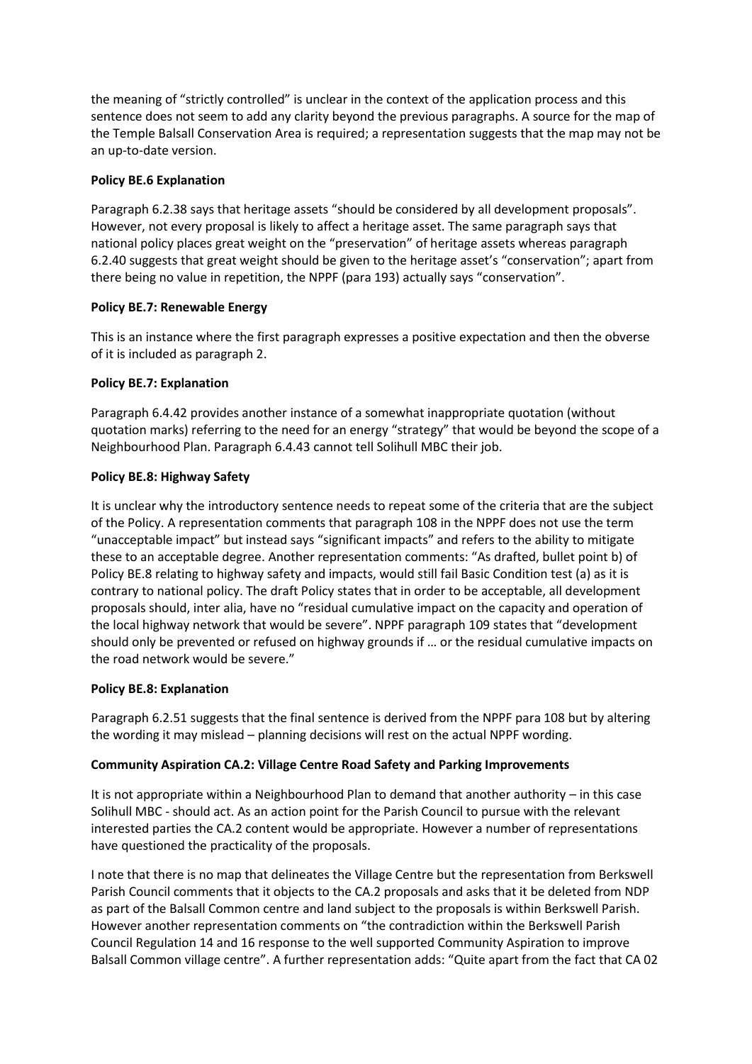the meaning of "strictly controlled" is unclear in the context of the application process and this sentence does not seem to add any clarity beyond the previous paragraphs. A source for the map of the Temple Balsall Conservation Area is required; a representation suggests that the map may not be an up-to-date version.

**Policy BE.6 Explanation**

Paragraph 6.2.38 says that heritage assets "should be considered by all development proposals". However, not every proposal is likely to affect a heritage asset. The same paragraph says that national policy places great weight on the "preservation" of heritage assets whereas paragraph 6.2.40 suggests that great weight should be given to the heritage asset's "conservation"; apart from there being no value in repetition, the NPPF (para 193) actually says "conservation".

**Policy BE.7: Renewable Energy**

This is an instance where the first paragraph expresses a positive expectation and then the obverse of it is included as paragraph 2.

**Policy BE.7: Explanation**

Paragraph 6.4.42 provides another instance of a somewhat inappropriate quotation (without quotation marks) referring to the need for an energy "strategy" that would be beyond the scope of a Neighbourhood Plan. Paragraph 6.4.43 cannot tell Solihull MBC their job.

**Policy BE.8: Highway Safety**

It is unclear why the introductory sentence needs to repeat some of the criteria that are the subject of the Policy. A representation comments that paragraph 108 in the NPPF does not use the term "unacceptable impact" but instead says "significant impacts" and refers to the ability to mitigate these to an acceptable degree. Another representation comments: "As drafted, bullet point b) of Policy BE.8 relating to highway safety and impacts, would still fail Basic Condition test (a) as it is contrary to national policy. The draft Policy states that in order to be acceptable, all development proposals should, inter alia, have no "residual cumulative impact on the capacity and operation of the local highway network that would be severe". NPPF paragraph 109 states that "development should only be prevented or refused on highway grounds if … or the residual cumulative impacts on the road network would be severe."

**Policy BE.8: Explanation**

Paragraph 6.2.51 suggests that the final sentence is derived from the NPPF para 108 but by altering the wording it may mislead – planning decisions will rest on the actual NPPF wording.

**Community Aspiration CA.2: Village Centre Road Safety and Parking Improvements**

It is not appropriate within a Neighbourhood Plan to demand that another authority – in this case Solihull MBC - should act. As an action point for the Parish Council to pursue with the relevant interested parties the CA.2 content would be appropriate. However a number of representations have questioned the practicality of the proposals.

I note that there is no map that delineates the Village Centre but the representation from Berkswell Parish Council comments that it objects to the CA.2 proposals and asks that it be deleted from NDP as part of the Balsall Common centre and land subject to the proposals is within Berkswell Parish. However another representation comments on "the contradiction within the Berkswell Parish Council Regulation 14 and 16 response to the well supported Community Aspiration to improve Balsall Common village centre". A further representation adds: "Quite apart from the fact that CA 02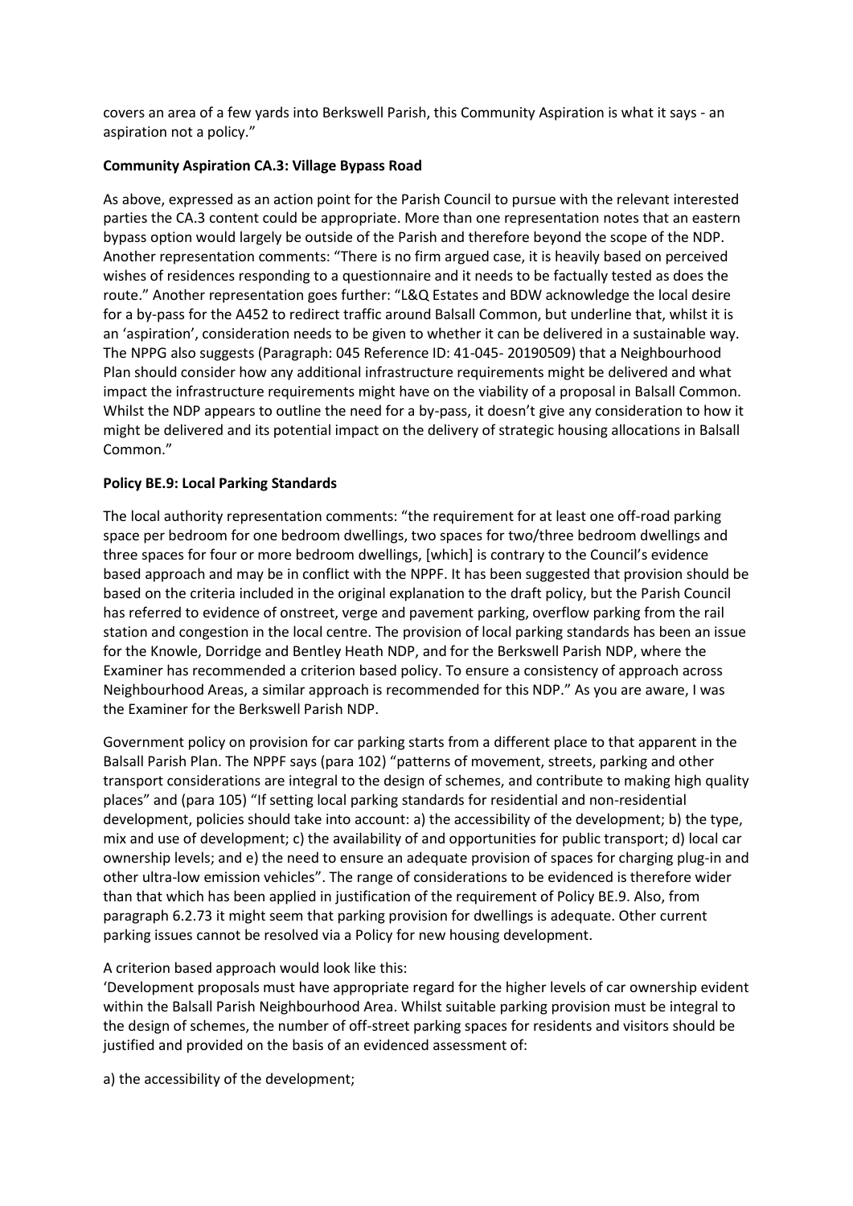covers an area of a few yards into Berkswell Parish, this Community Aspiration is what it says - an aspiration not a policy."

**Community Aspiration CA.3: Village Bypass Road**

As above, expressed as an action point for the Parish Council to pursue with the relevant interested parties the CA.3 content could be appropriate. More than one representation notes that an eastern bypass option would largely be outside of the Parish and therefore beyond the scope of the NDP. Another representation comments: "There is no firm argued case, it is heavily based on perceived wishes of residences responding to a questionnaire and it needs to be factually tested as does the route." Another representation goes further: "L&Q Estates and BDW acknowledge the local desire for a by-pass for the A452 to redirect traffic around Balsall Common, but underline that, whilst it is an 'aspiration', consideration needs to be given to whether it can be delivered in a sustainable way. The NPPG also suggests (Paragraph: 045 Reference ID: 41-045- 20190509) that a Neighbourhood Plan should consider how any additional infrastructure requirements might be delivered and what impact the infrastructure requirements might have on the viability of a proposal in Balsall Common. Whilst the NDP appears to outline the need for a by-pass, it doesn't give any consideration to how it might be delivered and its potential impact on the delivery of strategic housing allocations in Balsall Common."

**Policy BE.9: Local Parking Standards**

The local authority representation comments: "the requirement for at least one off-road parking space per bedroom for one bedroom dwellings, two spaces for two/three bedroom dwellings and three spaces for four or more bedroom dwellings, [which] is contrary to the Council's evidence based approach and may be in conflict with the NPPF. It has been suggested that provision should be based on the criteria included in the original explanation to the draft policy, but the Parish Council has referred to evidence of onstreet, verge and pavement parking, overflow parking from the rail station and congestion in the local centre. The provision of local parking standards has been an issue for the Knowle, Dorridge and Bentley Heath NDP, and for the Berkswell Parish NDP, where the Examiner has recommended a criterion based policy. To ensure a consistency of approach across Neighbourhood Areas, a similar approach is recommended for this NDP." As you are aware, I was the Examiner for the Berkswell Parish NDP.

Government policy on provision for car parking starts from a different place to that apparent in the Balsall Parish Plan. The NPPF says (para 102) "patterns of movement, streets, parking and other transport considerations are integral to the design of schemes, and contribute to making high quality places" and (para 105) "If setting local parking standards for residential and non-residential development, policies should take into account: a) the accessibility of the development; b) the type, mix and use of development; c) the availability of and opportunities for public transport; d) local car ownership levels; and e) the need to ensure an adequate provision of spaces for charging plug-in and other ultra-low emission vehicles". The range of considerations to be evidenced is therefore wider than that which has been applied in justification of the requirement of Policy BE.9. Also, from paragraph 6.2.73 it might seem that parking provision for dwellings is adequate. Other current parking issues cannot be resolved via a Policy for new housing development.

A criterion based approach would look like this:

'Development proposals must have appropriate regard for the higher levels of car ownership evident within the Balsall Parish Neighbourhood Area. Whilst suitable parking provision must be integral to the design of schemes, the number of off-street parking spaces for residents and visitors should be justified and provided on the basis of an evidenced assessment of:

a) the accessibility of the development;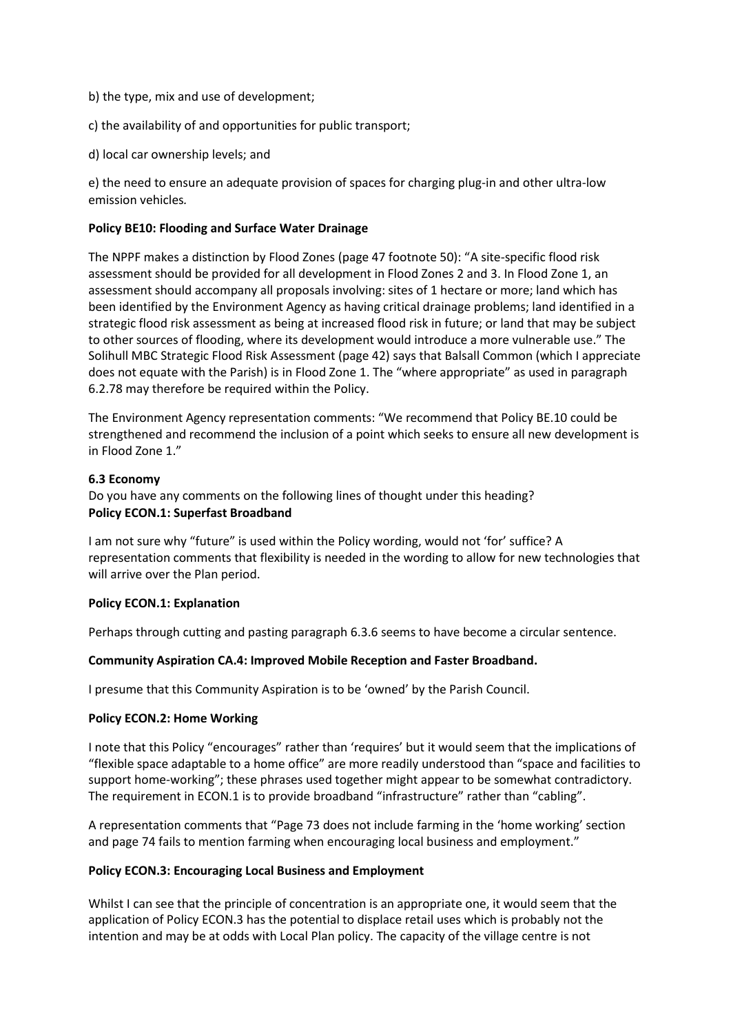b) the type, mix and use of development;

c) the availability of and opportunities for public transport;

d) local car ownership levels; and

e) the need to ensure an adequate provision of spaces for charging plug-in and other ultra-low emission vehicles.

**Policy BE10: Flooding and Surface Water Drainage**

The NPPF makes a distinction by Flood Zones (page 47 footnote 50): "A site-specific flood risk assessment should be provided for all development in Flood Zones 2 and 3. In Flood Zone 1, an assessment should accompany all proposals involving: sites of 1 hectare or more; land which has been identified by the Environment Agency as having critical drainage problems; land identified in a strategic flood risk assessment as being at increased flood risk in future; or land that may be subject to other sources of flooding, where its development would introduce a more vulnerable use." The Solihull MBC Strategic Flood Risk Assessment (page 42) says that Balsall Common (which I appreciate does not equate with the Parish) is in Flood Zone 1. The "where appropriate" as used in paragraph 6.2.78 may therefore be required within the Policy.

The Environment Agency representation comments: "We recommend that Policy BE.10 could be strengthened and recommend the inclusion of a point which seeks to ensure all new development is in Flood Zone 1."

**6.3 Economy**

Do you have any comments on the following lines of thought under this heading?

**Policy ECON.1: Superfast Broadband**

I am not sure why "future" is used within the Policy wording, would not 'for' suffice? A representation comments that flexibility is needed in the wording to allow for new technologies that will arrive over the Plan period.

**Policy ECON.1: Explanation**

Perhaps through cutting and pasting paragraph 6.3.6 seems to have become a circular sentence.

**Community Aspiration CA.4: Improved Mobile Reception and Faster Broadband.**

I presume that this Community Aspiration is to be 'owned' by the Parish Council.

**Policy ECON.2: Home Working**

I note that this Policy "encourages" rather than 'requires' but it would seem that the implications of "flexible space adaptable to a home office" are more readily understood than "space and facilities to support home-working"; these phrases used together might appear to be somewhat contradictory. The requirement in ECON.1 is to provide broadband "infrastructure" rather than "cabling".

A representation comments that "Page 73 does not include farming in the 'home working' section and page 74 fails to mention farming when encouraging local business and employment."

**Policy ECON.3: Encouraging Local Business and Employment**

Whilst I can see that the principle of concentration is an appropriate one, it would seem that the application of Policy ECON.3 has the potential to displace retail uses which is probably not the intention and may be at odds with Local Plan policy. The capacity of the village centre is not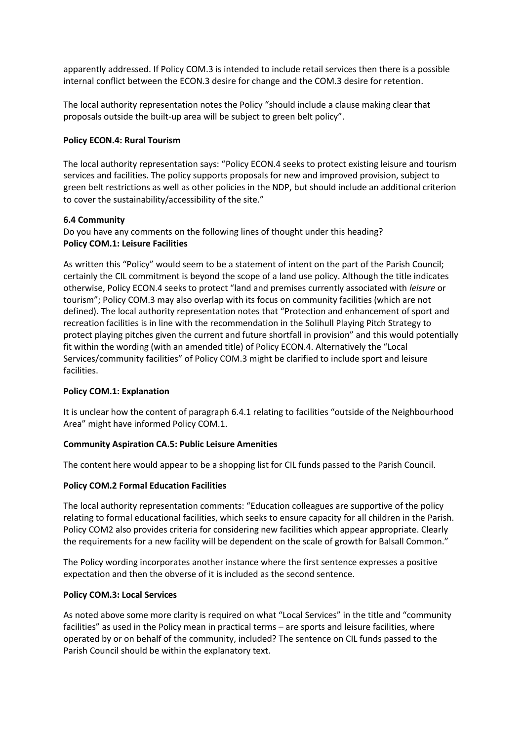apparently addressed. If Policy COM.3 is intended to include retail services then there is a possible internal conflict between the ECON.3 desire for change and the COM.3 desire for retention.

The local authority representation notes the Policy "should include a clause making clear that proposals outside the built-up area will be subject to green belt policy".

**Policy ECON.4: Rural Tourism**

The local authority representation says: "Policy ECON.4 seeks to protect existing leisure and tourism services and facilities. The policy supports proposals for new and improved provision, subject to green belt restrictions as well as other policies in the NDP, but should include an additional criterion to cover the sustainability/accessibility of the site."

**6.4 Community**

Do you have any comments on the following lines of thought under this heading?

**Policy COM.1: Leisure Facilities**

As written this "Policy" would seem to be a statement of intent on the part of the Parish Council; certainly the CIL commitment is beyond the scope of a land use policy. Although the title indicates otherwise, Policy ECON.4 seeks to protect "land and premises currently associated with *leisure* or tourism"; Policy COM.3 may also overlap with its focus on community facilities (which are not defined). The local authority representation notes that "Protection and enhancement of sport and recreation facilities is in line with the recommendation in the Solihull Playing Pitch Strategy to protect playing pitches given the current and future shortfall in provision" and this would potentially fit within the wording (with an amended title) of Policy ECON.4. Alternatively the "Local Services/community facilities" of Policy COM.3 might be clarified to include sport and leisure facilities.

**Policy COM.1: Explanation**

It is unclear how the content of paragraph 6.4.1 relating to facilities "outside of the Neighbourhood Area" might have informed Policy COM.1.

**Community Aspiration CA.5: Public Leisure Amenities**

The content here would appear to be a shopping list for CIL funds passed to the Parish Council.

**Policy COM.2 Formal Education Facilities**

The local authority representation comments: "Education colleagues are supportive of the policy relating to formal educational facilities, which seeks to ensure capacity for all children in the Parish. Policy COM2 also provides criteria for considering new facilities which appear appropriate. Clearly the requirements for a new facility will be dependent on the scale of growth for Balsall Common."

The Policy wording incorporates another instance where the first sentence expresses a positive expectation and then the obverse of it is included as the second sentence.

**Policy COM.3: Local Services**

As noted above some more clarity is required on what "Local Services" in the title and "community facilities" as used in the Policy mean in practical terms – are sports and leisure facilities, where operated by or on behalf of the community, included? The sentence on CIL funds passed to the Parish Council should be within the explanatory text.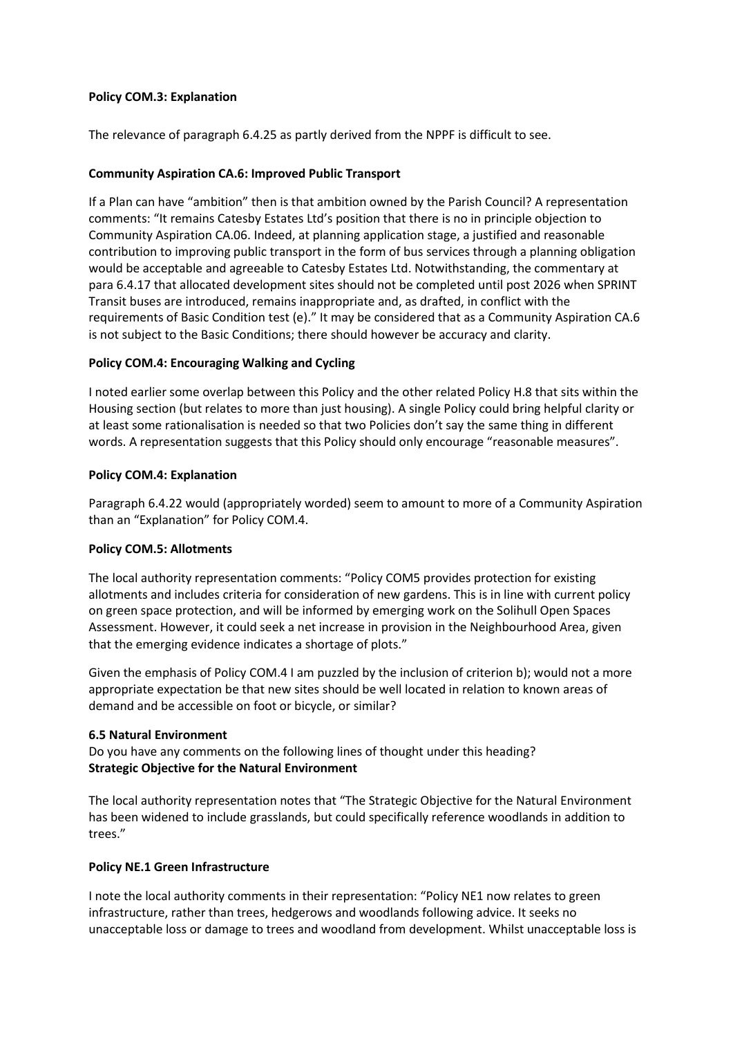**Policy COM.3: Explanation**

The relevance of paragraph 6.4.25 as partly derived from the NPPF is difficult to see.

**Community Aspiration CA.6: Improved Public Transport**

If a Plan can have "ambition" then is that ambition owned by the Parish Council? A representation comments: "It remains Catesby Estates Ltd's position that there is no in principle objection to Community Aspiration CA.06. Indeed, at planning application stage, a justified and reasonable contribution to improving public transport in the form of bus services through a planning obligation would be acceptable and agreeable to Catesby Estates Ltd. Notwithstanding, the commentary at para 6.4.17 that allocated development sites should not be completed until post 2026 when SPRINT Transit buses are introduced, remains inappropriate and, as drafted, in conflict with the requirements of Basic Condition test (e)." It may be considered that as a Community Aspiration CA.6 is not subject to the Basic Conditions; there should however be accuracy and clarity.

**Policy COM.4: Encouraging Walking and Cycling**

I noted earlier some overlap between this Policy and the other related Policy H.8 that sits within the Housing section (but relates to more than just housing). A single Policy could bring helpful clarity or at least some rationalisation is needed so that two Policies don't say the same thing in different words. A representation suggests that this Policy should only encourage "reasonable measures".

**Policy COM.4: Explanation**

Paragraph 6.4.22 would (appropriately worded) seem to amount to more of a Community Aspiration than an "Explanation" for Policy COM.4.

**Policy COM.5: Allotments**

The local authority representation comments: "Policy COM5 provides protection for existing allotments and includes criteria for consideration of new gardens. This is in line with current policy on green space protection, and will be informed by emerging work on the Solihull Open Spaces Assessment. However, it could seek a net increase in provision in the Neighbourhood Area, given that the emerging evidence indicates a shortage of plots."

Given the emphasis of Policy COM.4 I am puzzled by the inclusion of criterion b); would not a more appropriate expectation be that new sites should be well located in relation to known areas of demand and be accessible on foot or bicycle, or similar?

**6.5 Natural Environment**

Do you have any comments on the following lines of thought under this heading?

**Strategic Objective for the Natural Environment**

The local authority representation notes that "The Strategic Objective for the Natural Environment has been widened to include grasslands, but could specifically reference woodlands in addition to trees."

**Policy NE.1 Green Infrastructure**

I note the local authority comments in their representation: "Policy NE1 now relates to green infrastructure, rather than trees, hedgerows and woodlands following advice. It seeks no unacceptable loss or damage to trees and woodland from development. Whilst unacceptable loss is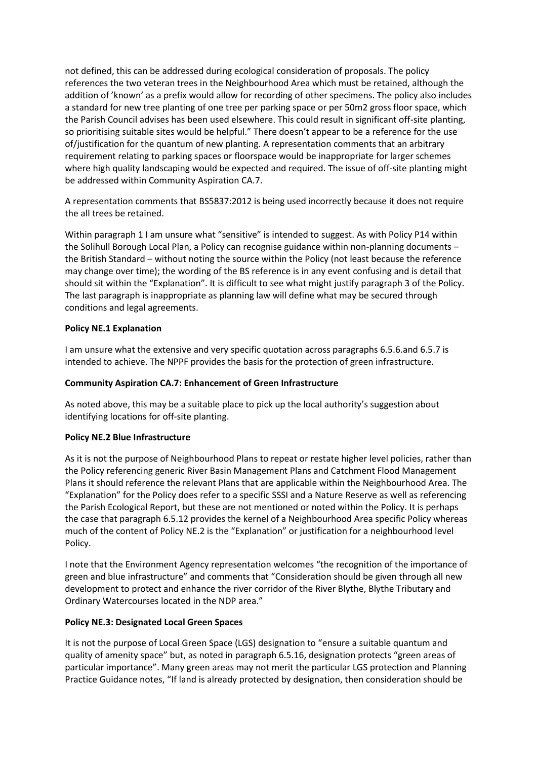not defined, this can be addressed during ecological consideration of proposals. The policy references the two veteran trees in the Neighbourhood Area which must be retained, although the addition of 'known' as a prefix would allow for recording of other specimens. The policy also includes a standard for new tree planting of one tree per parking space or per 50m2 gross floor space, which the Parish Council advises has been used elsewhere. This could result in significant off-site planting, so prioritising suitable sites would be helpful." There doesn't appear to be a reference for the use of/justification for the quantum of new planting. A representation comments that an arbitrary requirement relating to parking spaces or floorspace would be inappropriate for larger schemes where high quality landscaping would be expected and required. The issue of off-site planting might be addressed within Community Aspiration CA.7.

A representation comments that BS5837:2012 is being used incorrectly because it does not require the all trees be retained.

Within paragraph 1 I am unsure what "sensitive" is intended to suggest. As with Policy P14 within the Solihull Borough Local Plan, a Policy can recognise guidance within non-planning documents – the British Standard – without noting the source within the Policy (not least because the reference may change over time); the wording of the BS reference is in any event confusing and is detail that should sit within the "Explanation". It is difficult to see what might justify paragraph 3 of the Policy. The last paragraph is inappropriate as planning law will define what may be secured through conditions and legal agreements.

**Policy NE.1 Explanation**

I am unsure what the extensive and very specific quotation across paragraphs 6.5.6.and 6.5.7 is intended to achieve. The NPPF provides the basis for the protection of green infrastructure.

**Community Aspiration CA.7: Enhancement of Green Infrastructure**

As noted above, this may be a suitable place to pick up the local authority's suggestion about identifying locations for off-site planting.

**Policy NE.2 Blue Infrastructure**

As it is not the purpose of Neighbourhood Plans to repeat or restate higher level policies, rather than the Policy referencing generic River Basin Management Plans and Catchment Flood Management Plans it should reference the relevant Plans that are applicable within the Neighbourhood Area. The "Explanation" for the Policy does refer to a specific SSSI and a Nature Reserve as well as referencing the Parish Ecological Report, but these are not mentioned or noted within the Policy. It is perhaps the case that paragraph 6.5.12 provides the kernel of a Neighbourhood Area specific Policy whereas much of the content of Policy NE.2 is the "Explanation" or justification for a neighbourhood level Policy.

I note that the Environment Agency representation welcomes "the recognition of the importance of green and blue infrastructure" and comments that "Consideration should be given through all new development to protect and enhance the river corridor of the River Blythe, Blythe Tributary and Ordinary Watercourses located in the NDP area."

**Policy NE.3: Designated Local Green Spaces**

It is not the purpose of Local Green Space (LGS) designation to "ensure a suitable quantum and quality of amenity space" but, as noted in paragraph 6.5.16, designation protects "green areas of particular importance". Many green areas may not merit the particular LGS protection and Planning Practice Guidance notes, "If land is already protected by designation, then consideration should be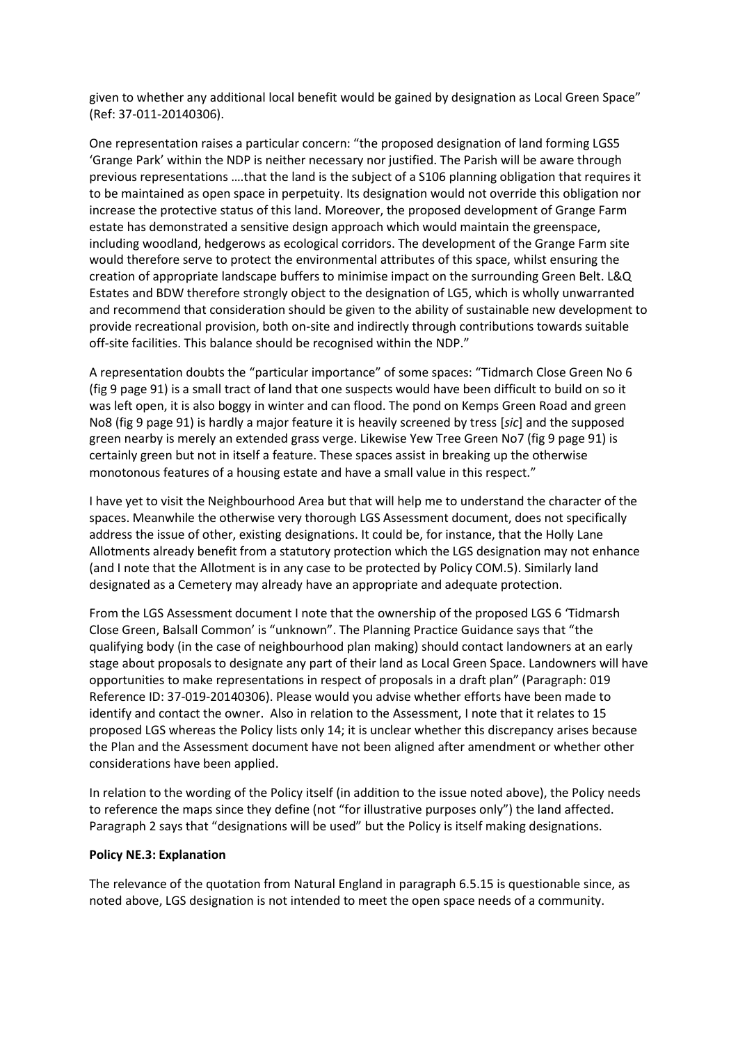given to whether any additional local benefit would be gained by designation as Local Green Space" (Ref: 37-011-20140306).

One representation raises a particular concern: "the proposed designation of land forming LGS5 'Grange Park' within the NDP is neither necessary nor justified. The Parish will be aware through previous representations ….that the land is the subject of a S106 planning obligation that requires it to be maintained as open space in perpetuity. Its designation would not override this obligation nor increase the protective status of this land. Moreover, the proposed development of Grange Farm estate has demonstrated a sensitive design approach which would maintain the greenspace, including woodland, hedgerows as ecological corridors. The development of the Grange Farm site would therefore serve to protect the environmental attributes of this space, whilst ensuring the creation of appropriate landscape buffers to minimise impact on the surrounding Green Belt. L&Q Estates and BDW therefore strongly object to the designation of LG5, which is wholly unwarranted and recommend that consideration should be given to the ability of sustainable new development to provide recreational provision, both on-site and indirectly through contributions towards suitable off-site facilities. This balance should be recognised within the NDP."

A representation doubts the "particular importance" of some spaces: "Tidmarch Close Green No 6 (fig 9 page 91) is a small tract of land that one suspects would have been difficult to build on so it was left open, it is also boggy in winter and can flood. The pond on Kemps Green Road and green No8 (fig 9 page 91) is hardly a major feature it is heavily screened by tress [*sic*] and the supposed green nearby is merely an extended grass verge. Likewise Yew Tree Green No7 (fig 9 page 91) is certainly green but not in itself a feature. These spaces assist in breaking up the otherwise monotonous features of a housing estate and have a small value in this respect."

I have yet to visit the Neighbourhood Area but that will help me to understand the character of the spaces. Meanwhile the otherwise very thorough LGS Assessment document, does not specifically address the issue of other, existing designations. It could be, for instance, that the Holly Lane Allotments already benefit from a statutory protection which the LGS designation may not enhance (and I note that the Allotment is in any case to be protected by Policy COM.5). Similarly land designated as a Cemetery may already have an appropriate and adequate protection.

From the LGS Assessment document I note that the ownership of the proposed LGS 6 'Tidmarsh Close Green, Balsall Common' is "unknown". The Planning Practice Guidance says that "the qualifying body (in the case of neighbourhood plan making) should contact landowners at an early stage about proposals to designate any part of their land as Local Green Space. Landowners will have opportunities to make representations in respect of proposals in a draft plan" (Paragraph: 019 Reference ID: 37-019-20140306). Please would you advise whether efforts have been made to identify and contact the owner. Also in relation to the Assessment, I note that it relates to 15 proposed LGS whereas the Policy lists only 14; it is unclear whether this discrepancy arises because the Plan and the Assessment document have not been aligned after amendment or whether other considerations have been applied.

In relation to the wording of the Policy itself (in addition to the issue noted above), the Policy needs to reference the maps since they define (not "for illustrative purposes only") the land affected. Paragraph 2 says that "designations will be used" but the Policy is itself making designations.

**Policy NE.3: Explanation**

The relevance of the quotation from Natural England in paragraph 6.5.15 is questionable since, as noted above, LGS designation is not intended to meet the open space needs of a community.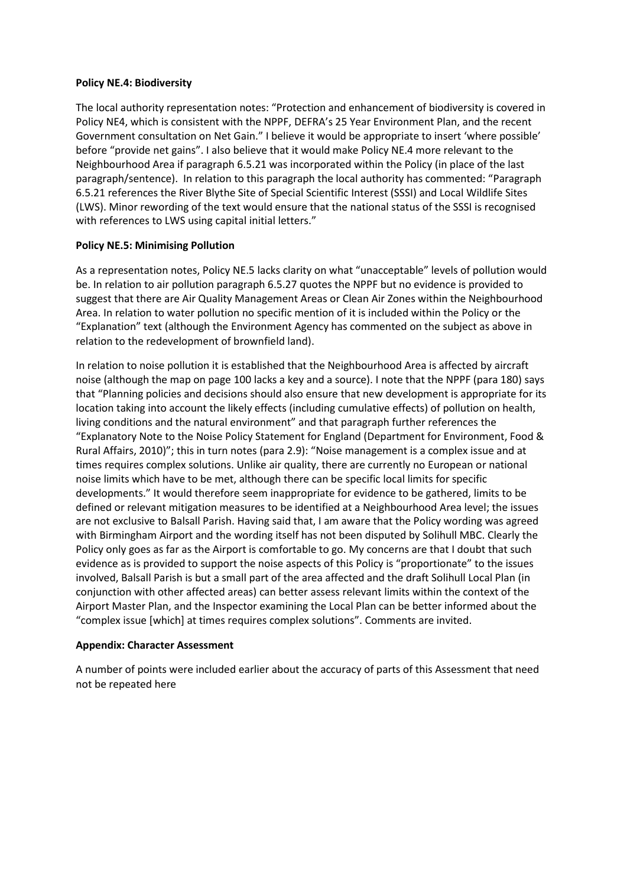**Policy NE.4: Biodiversity**

The local authority representation notes: "Protection and enhancement of biodiversity is covered in Policy NE4, which is consistent with the NPPF, DEFRA's 25 Year Environment Plan, and the recent Government consultation on Net Gain." I believe it would be appropriate to insert 'where possible' before "provide net gains". I also believe that it would make Policy NE.4 more relevant to the Neighbourhood Area if paragraph 6.5.21 was incorporated within the Policy (in place of the last paragraph/sentence). In relation to this paragraph the local authority has commented: "Paragraph 6.5.21 references the River Blythe Site of Special Scientific Interest (SSSI) and Local Wildlife Sites (LWS). Minor rewording of the text would ensure that the national status of the SSSI is recognised with references to LWS using capital initial letters."

**Policy NE.5: Minimising Pollution**

As a representation notes, Policy NE.5 lacks clarity on what "unacceptable" levels of pollution would be. In relation to air pollution paragraph 6.5.27 quotes the NPPF but no evidence is provided to suggest that there are Air Quality Management Areas or Clean Air Zones within the Neighbourhood Area. In relation to water pollution no specific mention of it is included within the Policy or the "Explanation" text (although the Environment Agency has commented on the subject as above in relation to the redevelopment of brownfield land).

In relation to noise pollution it is established that the Neighbourhood Area is affected by aircraft noise (although the map on page 100 lacks a key and a source). I note that the NPPF (para 180) says that "Planning policies and decisions should also ensure that new development is appropriate for its location taking into account the likely effects (including cumulative effects) of pollution on health, living conditions and the natural environment" and that paragraph further references the "Explanatory Note to the Noise Policy Statement for England (Department for Environment, Food & Rural Affairs, 2010)"; this in turn notes (para 2.9): "Noise management is a complex issue and at times requires complex solutions. Unlike air quality, there are currently no European or national noise limits which have to be met, although there can be specific local limits for specific developments." It would therefore seem inappropriate for evidence to be gathered, limits to be defined or relevant mitigation measures to be identified at a Neighbourhood Area level; the issues are not exclusive to Balsall Parish. Having said that, I am aware that the Policy wording was agreed with Birmingham Airport and the wording itself has not been disputed by Solihull MBC. Clearly the Policy only goes as far as the Airport is comfortable to go. My concerns are that I doubt that such evidence as is provided to support the noise aspects of this Policy is "proportionate" to the issues involved, Balsall Parish is but a small part of the area affected and the draft Solihull Local Plan (in conjunction with other affected areas) can better assess relevant limits within the context of the Airport Master Plan, and the Inspector examining the Local Plan can be better informed about the "complex issue [which] at times requires complex solutions". Comments are invited.

**Appendix: Character Assessment**

A number of points were included earlier about the accuracy of parts of this Assessment that need not be repeated here